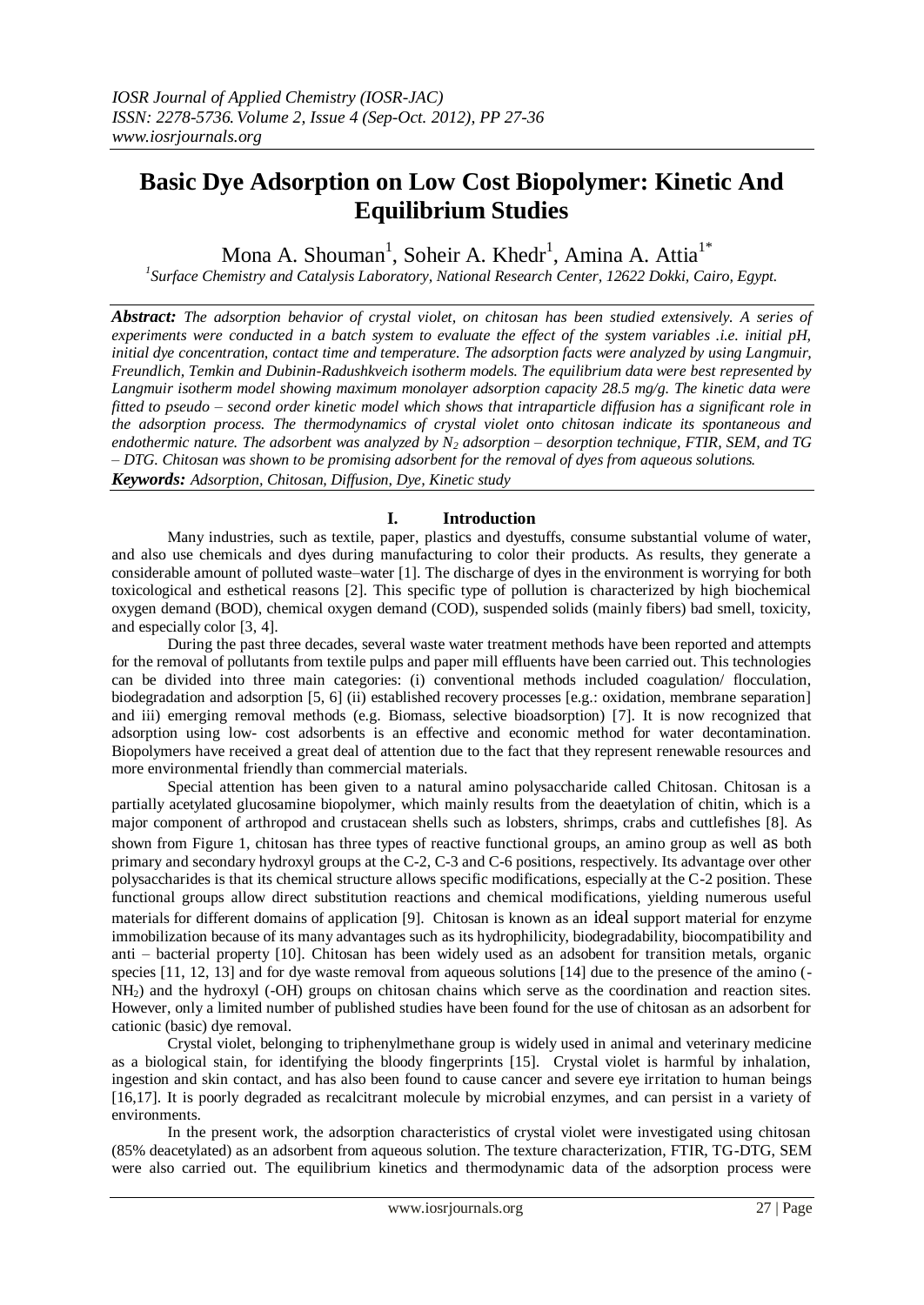# Basic Dye Adsorption on Low Cost Biopolymer: Kinetic And Equilibrium Studies

Mona A. Shouman[1], Soheir A. Khedr[1], Amina A. Attia[1*]

[1]*Surface Chemistry and Catalysis Laboratory, National Research Center, 12622 Dokki, Cairo, Egypt.*

***Abstract:*** *The adsorption behavior of crystal violet, on chitosan has been studied extensively. A series of experiments were conducted in a batch system to evaluate the effect of the system variables .i.e. initial pH, initial dye concentration, contact time and temperature. The adsorption facts were analyzed by using Langmuir, Freundlich, Temkin and Dubinin-Radushkveich isotherm models. The equilibrium data were best represented by Langmuir isotherm model showing maximum monolayer adsorption capacity 28.5 mg/g. The kinetic data were fitted to pseudo – second order kinetic model which shows that intraparticle diffusion has a significant role in the adsorption process. The thermodynamics of crystal violet onto chitosan indicate its spontaneous and endothermic nature. The adsorbent was analyzed by $N_2$ adsorption – desorption technique, FTIR, SEM, and TG – DTG. Chitosan was shown to be promising adsorbent for the removal of dyes from aqueous solutions.*

***Keywords:*** *Adsorption, Chitosan, Diffusion, Dye, Kinetic study*

## I. Introduction

Many industries, such as textile, paper, plastics and dyestuffs, consume substantial volume of water, and also use chemicals and dyes during manufacturing to color their products. As results, they generate a considerable amount of polluted waste–water [1]. The discharge of dyes in the environment is worrying for both toxicological and esthetical reasons [2]. This specific type of pollution is characterized by high biochemical oxygen demand (BOD), chemical oxygen demand (COD), suspended solids (mainly fibers) bad smell, toxicity, and especially color [3, 4].

During the past three decades, several waste water treatment methods have been reported and attempts for the removal of pollutants from textile pulps and paper mill effluents have been carried out. This technologies can be divided into three main categories: (i) conventional methods included coagulation/ flocculation, biodegradation and adsorption [5, 6] (ii) established recovery processes [e.g.: oxidation, membrane separation] and iii) emerging removal methods (e.g. Biomass, selective bioadsorption) [7]. It is now recognized that adsorption using low- cost adsorbents is an effective and economic method for water decontamination. Biopolymers have received a great deal of attention due to the fact that they represent renewable resources and more environmental friendly than commercial materials.

Special attention has been given to a natural amino polysaccharide called Chitosan. Chitosan is a partially acetylated glucosamine biopolymer, which mainly results from the deaetylation of chitin, which is a major component of arthropod and crustacean shells such as lobsters, shrimps, crabs and cuttlefishes [8]. As shown from Figure 1, chitosan has three types of reactive functional groups, an amino group as well as both primary and secondary hydroxyl groups at the C-2, C-3 and C-6 positions, respectively. Its advantage over other polysaccharides is that its chemical structure allows specific modifications, especially at the C-2 position. These functional groups allow direct substitution reactions and chemical modifications, yielding numerous useful materials for different domains of application [9]. Chitosan is known as an ideal support material for enzyme immobilization because of its many advantages such as its hydrophilicity, biodegradability, biocompatibility and anti – bacterial property [10]. Chitosan has been widely used as an adsobent for transition metals, organic species [11, 12, 13] and for dye waste removal from aqueous solutions [14] due to the presence of the amino (-$NH_2$) and the hydroxyl (-OH) groups on chitosan chains which serve as the coordination and reaction sites. However, only a limited number of published studies have been found for the use of chitosan as an adsorbent for cationic (basic) dye removal.

Crystal violet, belonging to triphenylmethane group is widely used in animal and veterinary medicine as a biological stain, for identifying the bloody fingerprints [15]. Crystal violet is harmful by inhalation, ingestion and skin contact, and has also been found to cause cancer and severe eye irritation to human beings [16,17]. It is poorly degraded as recalcitrant molecule by microbial enzymes, and can persist in a variety of environments.

In the present work, the adsorption characteristics of crystal violet were investigated using chitosan (85% deacetylated) as an adsorbent from aqueous solution. The texture characterization, FTIR, TG-DTG, SEM were also carried out. The equilibrium kinetics and thermodynamic data of the adsorption process were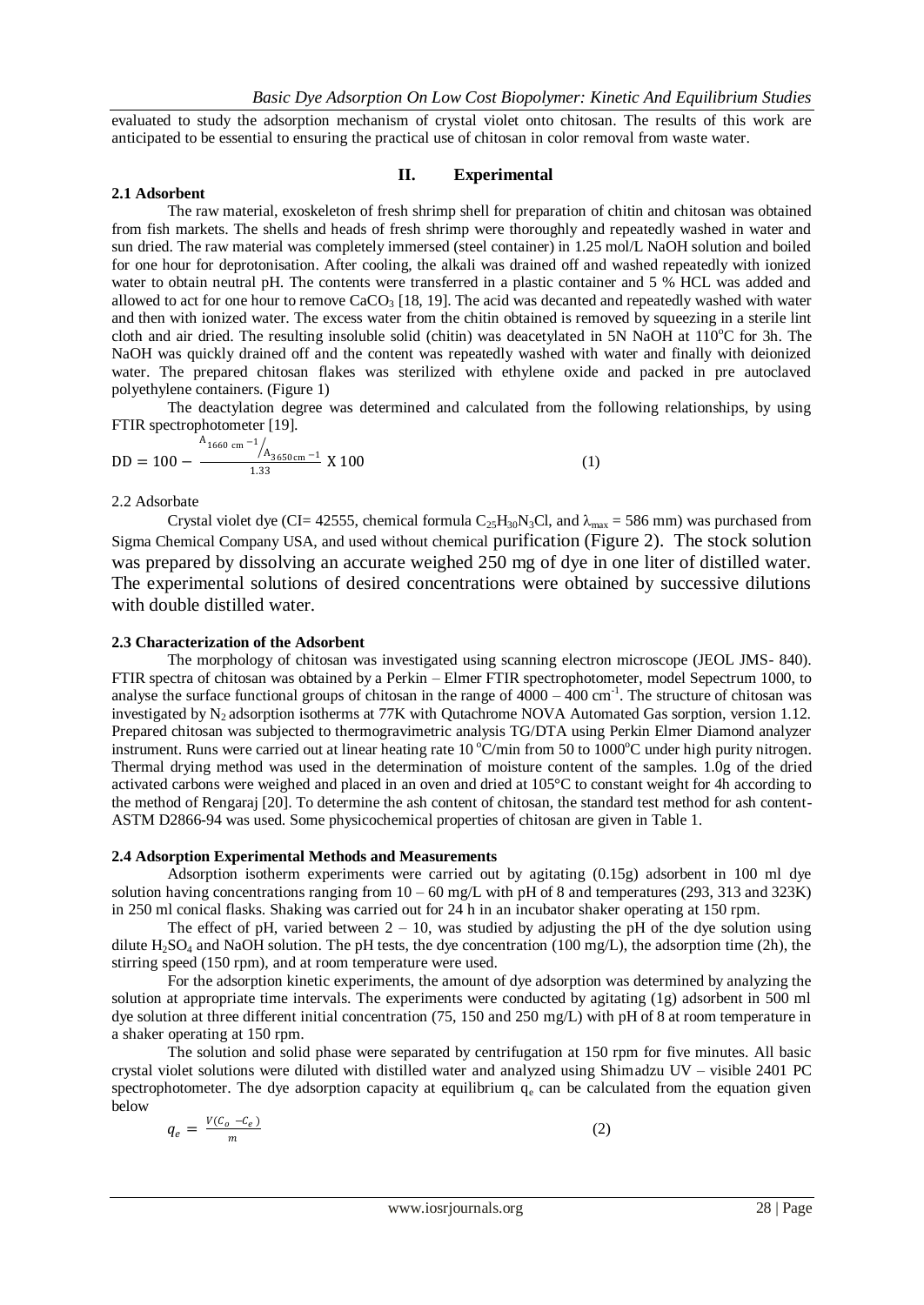evaluated to study the adsorption mechanism of crystal violet onto chitosan. The results of this work are anticipated to be essential to ensuring the practical use of chitosan in color removal from waste water.

## II. Experimental

### 2.1 Adsorbent

The raw material, exoskeleton of fresh shrimp shell for preparation of chitin and chitosan was obtained from fish markets. The shells and heads of fresh shrimp were thoroughly and repeatedly washed in water and sun dried. The raw material was completely immersed (steel container) in 1.25 mol/L NaOH solution and boiled for one hour for deprotonisation. After cooling, the alkali was drained off and washed repeatedly with ionized water to obtain neutral pH. The contents were transferred in a plastic container and 5 % HCL was added and allowed to act for one hour to remove $CaCO_3$ [18, 19]. The acid was decanted and repeatedly washed with water and then with ionized water. The excess water from the chitin obtained is removed by squeezing in a sterile lint cloth and air dried. The resulting insoluble solid (chitin) was deacetylated in 5N NaOH at 110°C for 3h. The NaOH was quickly drained off and the content was repeatedly washed with water and finally with deionized water. The prepared chitosan flakes was sterilized with ethylene oxide and packed in pre autoclaved polyethylene containers. (Figure 1)

The deactylation degree was determined and calculated from the following relationships, by using FTIR spectrophotometer [19].

$$DD = 100 - \frac{A_{1660\ cm^{-1}} / A_{3650\,cm^{-1}}}{1.33} \text{ X } 100 \qquad (1)$$

2.2 Adsorbate

Crystal violet dye (CI= 42555, chemical formula $C_{25}H_{30}N_3Cl$, and $\lambda_{max}$ = 586 mm) was purchased from Sigma Chemical Company USA, and used without chemical purification (Figure 2). The stock solution was prepared by dissolving an accurate weighed 250 mg of dye in one liter of distilled water. The experimental solutions of desired concentrations were obtained by successive dilutions with double distilled water.

### 2.3 Characterization of the Adsorbent

The morphology of chitosan was investigated using scanning electron microscope (JEOL JMS- 840). FTIR spectra of chitosan was obtained by a Perkin – Elmer FTIR spectrophotometer, model Sepectrum 1000, to analyse the surface functional groups of chitosan in the range of 4000 – 400 $cm^{-1}$. The structure of chitosan was investigated by $N_2$ adsorption isotherms at 77K with Qutachrome NOVA Automated Gas sorption, version 1.12. Prepared chitosan was subjected to thermogravimetric analysis TG/DTA using Perkin Elmer Diamond analyzer instrument. Runs were carried out at linear heating rate 10 °C/min from 50 to 1000°C under high purity nitrogen. Thermal drying method was used in the determination of moisture content of the samples. 1.0g of the dried activated carbons were weighed and placed in an oven and dried at 105°C to constant weight for 4h according to the method of Rengaraj [20]. To determine the ash content of chitosan, the standard test method for ash content-ASTM D2866-94 was used. Some physicochemical properties of chitosan are given in Table 1.

### 2.4 Adsorption Experimental Methods and Measurements

Adsorption isotherm experiments were carried out by agitating (0.15g) adsorbent in 100 ml dye solution having concentrations ranging from 10 – 60 mg/L with pH of 8 and temperatures (293, 313 and 323K) in 250 ml conical flasks. Shaking was carried out for 24 h in an incubator shaker operating at 150 rpm.

The effect of pH, varied between 2 – 10, was studied by adjusting the pH of the dye solution using dilute $H_2SO_4$ and NaOH solution. The pH tests, the dye concentration (100 mg/L), the adsorption time (2h), the stirring speed (150 rpm), and at room temperature were used.

For the adsorption kinetic experiments, the amount of dye adsorption was determined by analyzing the solution at appropriate time intervals. The experiments were conducted by agitating (1g) adsorbent in 500 ml dye solution at three different initial concentration (75, 150 and 250 mg/L) with pH of 8 at room temperature in a shaker operating at 150 rpm.

The solution and solid phase were separated by centrifugation at 150 rpm for five minutes. All basic crystal violet solutions were diluted with distilled water and analyzed using Shimadzu UV – visible 2401 PC spectrophotometer. The dye adsorption capacity at equilibrium $q_e$ can be calculated from the equation given below

$$q_e = \frac{V(C_o - C_e)}{m} \qquad (2)$$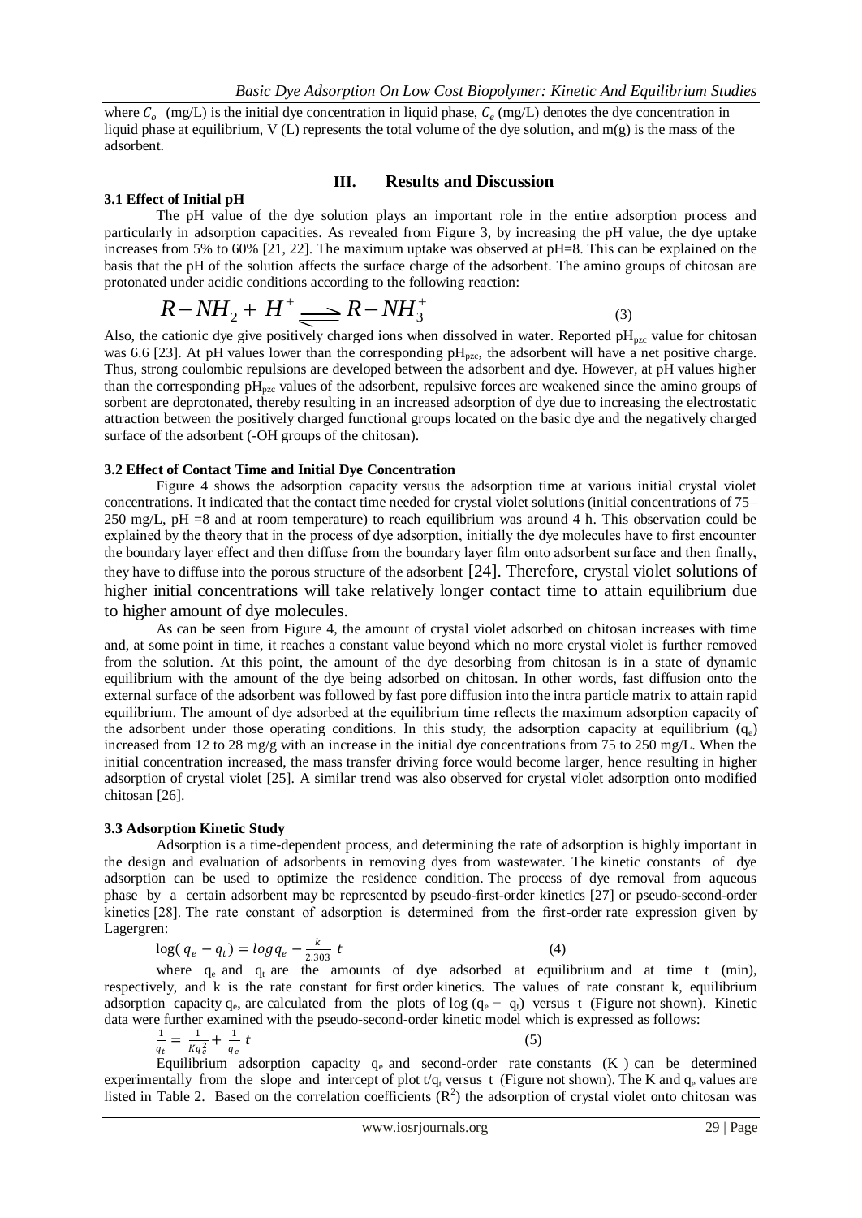where $C_o$ (mg/L) is the initial dye concentration in liquid phase, $C_e$ (mg/L) denotes the dye concentration in liquid phase at equilibrium, V (L) represents the total volume of the dye solution, and m(g) is the mass of the adsorbent.

## III. Results and Discussion

### 3.1 Effect of Initial pH

The pH value of the dye solution plays an important role in the entire adsorption process and particularly in adsorption capacities. As revealed from Figure 3, by increasing the pH value, the dye uptake increases from 5% to 60% [21, 22]. The maximum uptake was observed at pH=8. This can be explained on the basis that the pH of the solution affects the surface charge of the adsorbent. The amino groups of chitosan are protonated under acidic conditions according to the following reaction:

$$R-NH_2 + H^+ \rightleftharpoons R-NH_3^+ \tag{3}$$

Also, the cationic dye give positively charged ions when dissolved in water. Reported $pH_{pzc}$ value for chitosan was 6.6 [23]. At pH values lower than the corresponding $pH_{pzc}$, the adsorbent will have a net positive charge. Thus, strong coulombic repulsions are developed between the adsorbent and dye. However, at pH values higher than the corresponding $pH_{pzc}$ values of the adsorbent, repulsive forces are weakened since the amino groups of sorbent are deprotonated, thereby resulting in an increased adsorption of dye due to increasing the electrostatic attraction between the positively charged functional groups located on the basic dye and the negatively charged surface of the adsorbent (-OH groups of the chitosan).

### 3.2 Effect of Contact Time and Initial Dye Concentration

Figure 4 shows the adsorption capacity versus the adsorption time at various initial crystal violet concentrations. It indicated that the contact time needed for crystal violet solutions (initial concentrations of 75–250 mg/L, pH =8 and at room temperature) to reach equilibrium was around 4 h. This observation could be explained by the theory that in the process of dye adsorption, initially the dye molecules have to first encounter the boundary layer effect and then diffuse from the boundary layer film onto adsorbent surface and then finally, they have to diffuse into the porous structure of the adsorbent [24]. Therefore, crystal violet solutions of higher initial concentrations will take relatively longer contact time to attain equilibrium due to higher amount of dye molecules.

As can be seen from Figure 4, the amount of crystal violet adsorbed on chitosan increases with time and, at some point in time, it reaches a constant value beyond which no more crystal violet is further removed from the solution. At this point, the amount of the dye desorbing from chitosan is in a state of dynamic equilibrium with the amount of the dye being adsorbed on chitosan. In other words, fast diffusion onto the external surface of the adsorbent was followed by fast pore diffusion into the intra particle matrix to attain rapid equilibrium. The amount of dye adsorbed at the equilibrium time reflects the maximum adsorption capacity of the adsorbent under those operating conditions. In this study, the adsorption capacity at equilibrium ($q_e$) increased from 12 to 28 mg/g with an increase in the initial dye concentrations from 75 to 250 mg/L. When the initial concentration increased, the mass transfer driving force would become larger, hence resulting in higher adsorption of crystal violet [25]. A similar trend was also observed for crystal violet adsorption onto modified chitosan [26].

### 3.3 Adsorption Kinetic Study

Adsorption is a time-dependent process, and determining the rate of adsorption is highly important in the design and evaluation of adsorbents in removing dyes from wastewater. The kinetic constants of dye adsorption can be used to optimize the residence condition. The process of dye removal from aqueous phase by a certain adsorbent may be represented by pseudo-first-order kinetics [27] or pseudo-second-order kinetics [28]. The rate constant of adsorption is determined from the first-order rate expression given by Lagergren:

$$\log(q_e - q_t) = \log q_e - \frac{k}{2.303}\, t \tag{4}$$

where $q_e$ and $q_t$ are the amounts of dye adsorbed at equilibrium and at time t (min), respectively, and k is the rate constant for first order kinetics. The values of rate constant k, equilibrium adsorption capacity $q_e$, are calculated from the plots of log ($q_e - q_t$) versus t (Figure not shown). Kinetic data were further examined with the pseudo-second-order kinetic model which is expressed as follows:

$$\frac{1}{q_t} = \frac{1}{Kq_e^2} + \frac{1}{q_e}\, t \tag{5}$$

Equilibrium adsorption capacity $q_e$ and second-order rate constants (K) can be determined experimentally from the slope and intercept of plot $t/q_t$ versus t (Figure not shown). The K and $q_e$ values are listed in Table 2. Based on the correlation coefficients ($R^2$) the adsorption of crystal violet onto chitosan was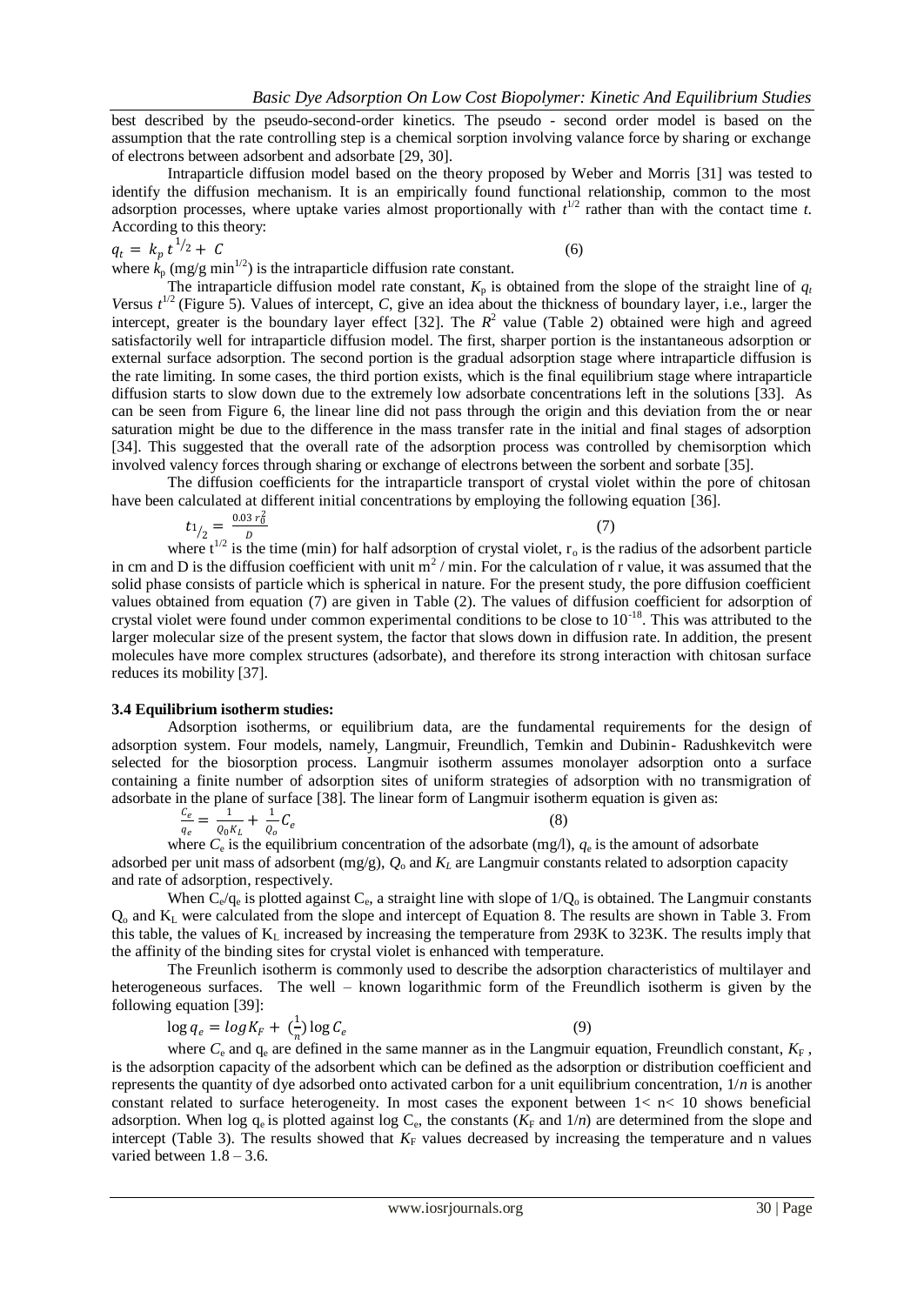best described by the pseudo-second-order kinetics. The pseudo - second order model is based on the assumption that the rate controlling step is a chemical sorption involving valance force by sharing or exchange of electrons between adsorbent and adsorbate [29, 30].

Intraparticle diffusion model based on the theory proposed by Weber and Morris [31] was tested to identify the diffusion mechanism. It is an empirically found functional relationship, common to the most adsorption processes, where uptake varies almost proportionally with $t^{1/2}$ rather than with the contact time *t*. According to this theory:

$$q_t = k_p t^{1/2} + C \tag{6}$$

where $k_p$ (mg/g min$^{1/2}$) is the intraparticle diffusion rate constant.

The intraparticle diffusion model rate constant, $K_p$ is obtained from the slope of the straight line of $q_t$ *V*ersus $t^{1/2}$ (Figure 5). Values of intercept, *C*, give an idea about the thickness of boundary layer, i.e., larger the intercept, greater is the boundary layer effect [32]. The $R^2$ value (Table 2) obtained were high and agreed satisfactorily well for intraparticle diffusion model. The first, sharper portion is the instantaneous adsorption or external surface adsorption. The second portion is the gradual adsorption stage where intraparticle diffusion is the rate limiting. In some cases, the third portion exists, which is the final equilibrium stage where intraparticle diffusion starts to slow down due to the extremely low adsorbate concentrations left in the solutions [33]. As can be seen from Figure 6, the linear line did not pass through the origin and this deviation from the or near saturation might be due to the difference in the mass transfer rate in the initial and final stages of adsorption [34]. This suggested that the overall rate of the adsorption process was controlled by chemisorption which involved valency forces through sharing or exchange of electrons between the sorbent and sorbate [35].

The diffusion coefficients for the intraparticle transport of crystal violet within the pore of chitosan have been calculated at different initial concentrations by employing the following equation [36].

$$t_{1/2} = \frac{0.03\, r_0^2}{D} \tag{7}$$

where $t^{1/2}$ is the time (min) for half adsorption of crystal violet, $r_o$ is the radius of the adsorbent particle in cm and D is the diffusion coefficient with unit $m^2$ / min. For the calculation of r value, it was assumed that the solid phase consists of particle which is spherical in nature. For the present study, the pore diffusion coefficient values obtained from equation (7) are given in Table (2). The values of diffusion coefficient for adsorption of crystal violet were found under common experimental conditions to be close to $10^{-18}$. This was attributed to the larger molecular size of the present system, the factor that slows down in diffusion rate. In addition, the present molecules have more complex structures (adsorbate), and therefore its strong interaction with chitosan surface reduces its mobility [37].

### 3.4 Equilibrium isotherm studies:

Adsorption isotherms, or equilibrium data, are the fundamental requirements for the design of adsorption system. Four models, namely, Langmuir, Freundlich, Temkin and Dubinin- Radushkevitch were selected for the biosorption process. Langmuir isotherm assumes monolayer adsorption onto a surface containing a finite number of adsorption sites of uniform strategies of adsorption with no transmigration of adsorbate in the plane of surface [38]. The linear form of Langmuir isotherm equation is given as:

$$\frac{C_e}{q_e} = \frac{1}{Q_0 K_L} + \frac{1}{Q_o} C_e \tag{8}$$

where $C_e$ is the equilibrium concentration of the adsorbate (mg/l), $q_e$ is the amount of adsorbate adsorbed per unit mass of adsorbent (mg/g), $Q_o$ and $K_L$ are Langmuir constants related to adsorption capacity and rate of adsorption, respectively.

When $C_e/q_e$ is plotted against $C_e$, a straight line with slope of $1/Q_o$ is obtained. The Langmuir constants $Q_o$ and $K_L$ were calculated from the slope and intercept of Equation 8. The results are shown in Table 3. From this table, the values of $K_L$ increased by increasing the temperature from 293K to 323K. The results imply that the affinity of the binding sites for crystal violet is enhanced with temperature.

The Freunlich isotherm is commonly used to describe the adsorption characteristics of multilayer and heterogeneous surfaces. The well – known logarithmic form of the Freundlich isotherm is given by the following equation [39]:

$$\log q_e = \log K_F + \left(\frac{1}{n}\right) \log C_e \tag{9}$$

where $C_e$ and $q_e$ are defined in the same manner as in the Langmuir equation, Freundlich constant, $K_F$, is the adsorption capacity of the adsorbent which can be defined as the adsorption or distribution coefficient and represents the quantity of dye adsorbed onto activated carbon for a unit equilibrium concentration, $1/n$ is another constant related to surface heterogeneity. In most cases the exponent between $1 < n < 10$ shows beneficial adsorption. When log $q_e$ is plotted against log $C_e$, the constants ($K_F$ and $1/n$) are determined from the slope and intercept (Table 3). The results showed that $K_F$ values decreased by increasing the temperature and n values varied between 1.8 – 3.6.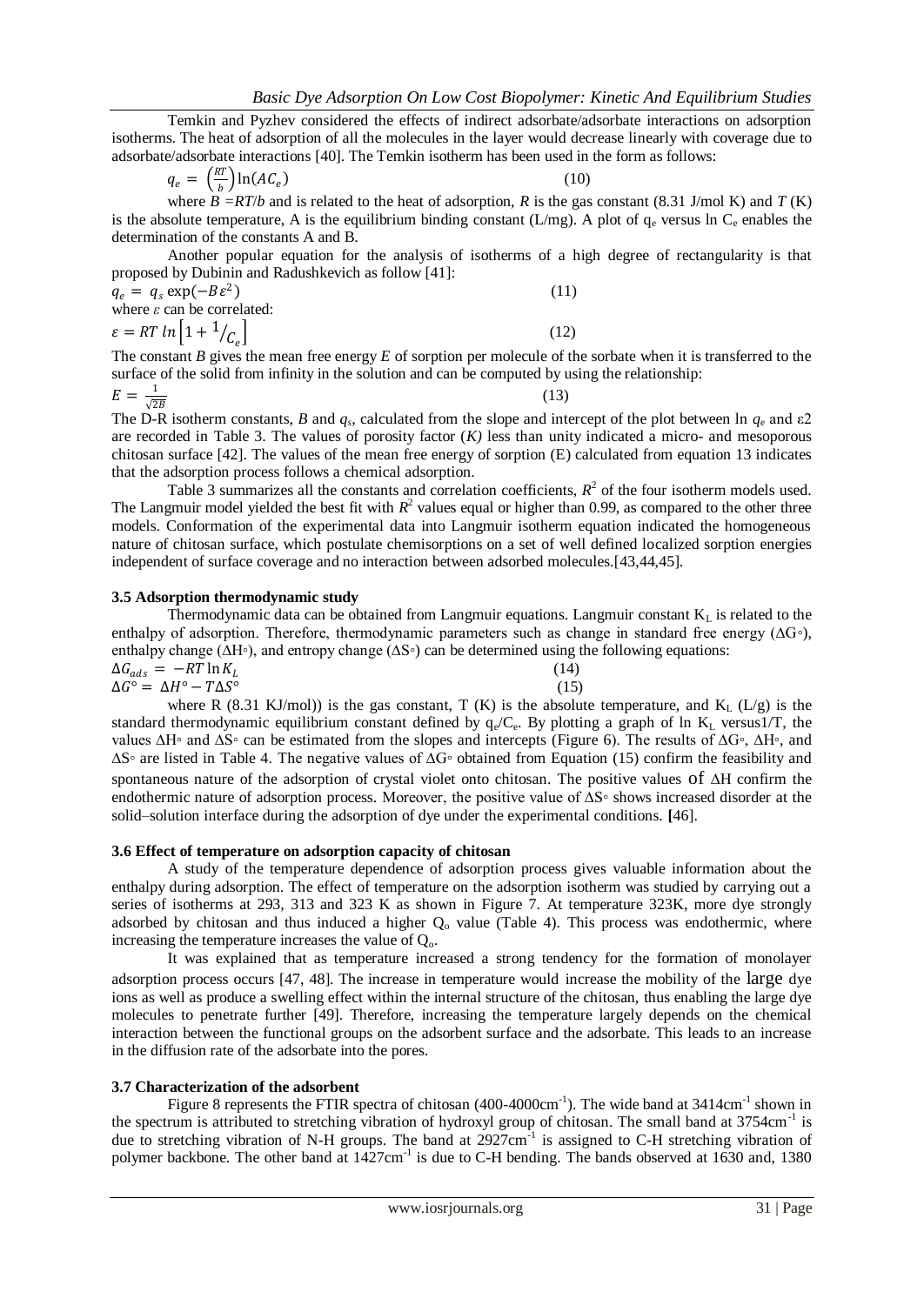Temkin and Pyzhev considered the effects of indirect adsorbate/adsorbate interactions on adsorption isotherms. The heat of adsorption of all the molecules in the layer would decrease linearly with coverage due to adsorbate/adsorbate interactions [40]. The Temkin isotherm has been used in the form as follows:

$$q_e = \left(\frac{RT}{b}\right)\ln(AC_e) \tag{10}$$

where $B = RT/b$ and is related to the heat of adsorption, $R$ is the gas constant (8.31 J/mol K) and $T$ (K) is the absolute temperature, A is the equilibrium binding constant (L/mg). A plot of $q_e$ versus ln $C_e$ enables the determination of the constants A and B.

Another popular equation for the analysis of isotherms of a high degree of rectangularity is that proposed by Dubinin and Radushkevich as follow [41]:

$$q_e = q_s \exp(-B\varepsilon^2) \tag{11}$$

where $\varepsilon$ can be correlated:

$$\varepsilon = RT\ ln\left[1 + {}^{1}/_{C_e}\right] \tag{12}$$

The constant $B$ gives the mean free energy $E$ of sorption per molecule of the sorbate when it is transferred to the surface of the solid from infinity in the solution and can be computed by using the relationship:

$$E = \frac{1}{\sqrt{2B}} \tag{13}$$

The D-R isotherm constants, $B$ and $q_s$, calculated from the slope and intercept of the plot between ln $q_e$ and ε2 are recorded in Table 3. The values of porosity factor ($K$) less than unity indicated a micro- and mesoporous chitosan surface [42]. The values of the mean free energy of sorption (E) calculated from equation 13 indicates that the adsorption process follows a chemical adsorption.

Table 3 summarizes all the constants and correlation coefficients, $R^2$ of the four isotherm models used. The Langmuir model yielded the best fit with $R^2$ values equal or higher than 0.99, as compared to the other three models. Conformation of the experimental data into Langmuir isotherm equation indicated the homogeneous nature of chitosan surface, which postulate chemisorptions on a set of well defined localized sorption energies independent of surface coverage and no interaction between adsorbed molecules.[43,44,45].

### 3.5 Adsorption thermodynamic study

Thermodynamic data can be obtained from Langmuir equations. Langmuir constant $K_L$ is related to the enthalpy of adsorption. Therefore, thermodynamic parameters such as change in standard free energy (ΔG◦), enthalpy change (ΔH◦), and entropy change (ΔS◦) can be determined using the following equations:

$$\Delta G_{ads} = -RT\ln K_L \tag{14}$$

$$\Delta G^\circ = \Delta H^\circ - T\Delta S^\circ \tag{15}$$

where R (8.31 KJ/mol)) is the gas constant, T (K) is the absolute temperature, and $K_L$ (L/g) is the standard thermodynamic equilibrium constant defined by $q_e/C_e$. By plotting a graph of ln $K_L$ versus1/T, the values ΔH◦ and ΔS◦ can be estimated from the slopes and intercepts (Figure 6). The results of ΔG◦, ΔH◦, and ΔS◦ are listed in Table 4. The negative values of ΔG◦ obtained from Equation (15) confirm the feasibility and spontaneous nature of the adsorption of crystal violet onto chitosan. The positive values of ΔH confirm the endothermic nature of adsorption process. Moreover, the positive value of ΔS◦ shows increased disorder at the solid–solution interface during the adsorption of dye under the experimental conditions. [46].

### 3.6 Effect of temperature on adsorption capacity of chitosan

A study of the temperature dependence of adsorption process gives valuable information about the enthalpy during adsorption. The effect of temperature on the adsorption isotherm was studied by carrying out a series of isotherms at 293, 313 and 323 K as shown in Figure 7. At temperature 323K, more dye strongly adsorbed by chitosan and thus induced a higher $Q_o$ value (Table 4). This process was endothermic, where increasing the temperature increases the value of $Q_o$.

It was explained that as temperature increased a strong tendency for the formation of monolayer adsorption process occurs [47, 48]. The increase in temperature would increase the mobility of the large dye ions as well as produce a swelling effect within the internal structure of the chitosan, thus enabling the large dye molecules to penetrate further [49]. Therefore, increasing the temperature largely depends on the chemical interaction between the functional groups on the adsorbent surface and the adsorbate. This leads to an increase in the diffusion rate of the adsorbate into the pores.

### 3.7 Characterization of the adsorbent

Figure 8 represents the FTIR spectra of chitosan (400-4000cm$^{-1}$). The wide band at 3414cm$^{-1}$ shown in the spectrum is attributed to stretching vibration of hydroxyl group of chitosan. The small band at 3754cm$^{-1}$ is due to stretching vibration of N-H groups. The band at 2927cm$^{-1}$ is assigned to C-H stretching vibration of polymer backbone. The other band at 1427cm$^{-1}$ is due to C-H bending. The bands observed at 1630 and, 1380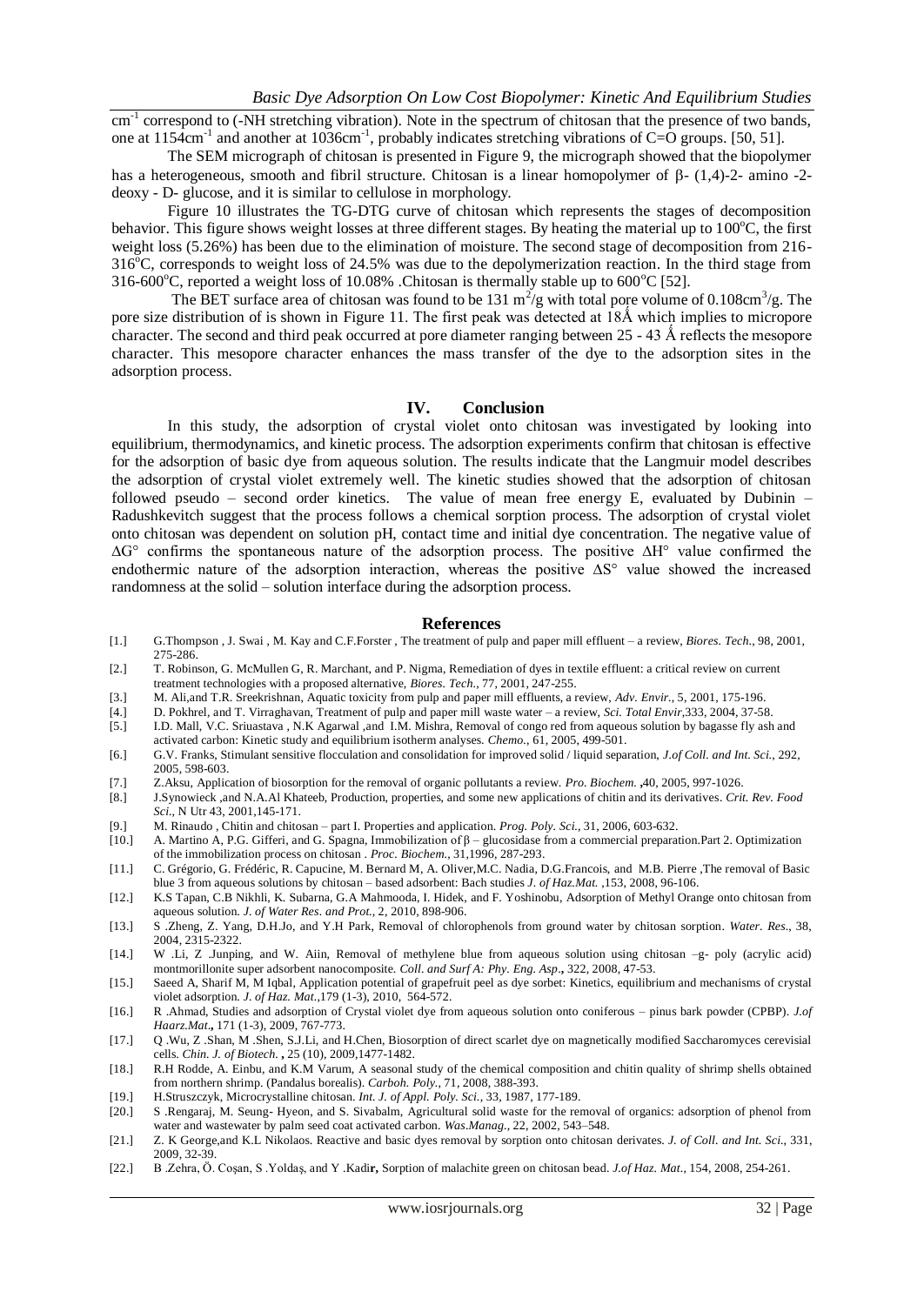$cm^{-1}$ correspond to (-NH stretching vibration). Note in the spectrum of chitosan that the presence of two bands, one at $1154cm^{-1}$ and another at $1036cm^{-1}$, probably indicates stretching vibrations of C=O groups. [50, 51].

The SEM micrograph of chitosan is presented in Figure 9, the micrograph showed that the biopolymer has a heterogeneous, smooth and fibril structure. Chitosan is a linear homopolymer of β- (1,4)-2- amino -2- deoxy - D- glucose, and it is similar to cellulose in morphology.

Figure 10 illustrates the TG-DTG curve of chitosan which represents the stages of decomposition behavior. This figure shows weight losses at three different stages. By heating the material up to 100°C, the first weight loss (5.26%) has been due to the elimination of moisture. The second stage of decomposition from 216-316°C, corresponds to weight loss of 24.5% was due to the depolymerization reaction. In the third stage from 316-600°C, reported a weight loss of 10.08% .Chitosan is thermally stable up to 600°C [52].

The BET surface area of chitosan was found to be 131 $m^2/g$ with total pore volume of $0.108cm^3/g$. The pore size distribution of is shown in Figure 11. The first peak was detected at 18Å which implies to micropore character. The second and third peak occurred at pore diameter ranging between 25 - 43 Å reflects the mesopore character. This mesopore character enhances the mass transfer of the dye to the adsorption sites in the adsorption process.

## IV. Conclusion

In this study, the adsorption of crystal violet onto chitosan was investigated by looking into equilibrium, thermodynamics, and kinetic process. The adsorption experiments confirm that chitosan is effective for the adsorption of basic dye from aqueous solution. The results indicate that the Langmuir model describes the adsorption of crystal violet extremely well. The kinetic studies showed that the adsorption of chitosan followed pseudo – second order kinetics. The value of mean free energy E, evaluated by Dubinin – Radushkevitch suggest that the process follows a chemical sorption process. The adsorption of crystal violet onto chitosan was dependent on solution pH, contact time and initial dye concentration. The negative value of $\Delta G°$ confirms the spontaneous nature of the adsorption process. The positive $\Delta H°$ value confirmed the endothermic nature of the adsorption interaction, whereas the positive $\Delta S°$ value showed the increased randomness at the solid – solution interface during the adsorption process.

## References

[1.] G.Thompson , J. Swai , M. Kay and C.F.Forster , The treatment of pulp and paper mill effluent – a review, *Biores. Tech.*, 98, 2001, 275-286.

[2.] T. Robinson, G. McMullen G, R. Marchant, and P. Nigma, Remediation of dyes in textile effluent: a critical review on current treatment technologies with a proposed alternative, *Biores. Tech.*, 77, 2001, 247-255.

[3.] M. Ali,and T.R. Sreekrishnan, Aquatic toxicity from pulp and paper mill effluents, a review, *Adv. Envir.*, 5, 2001, 175-196.

[4.] D. Pokhrel, and T. Virraghavan, Treatment of pulp and paper mill waste water – a review, *Sci. Total Envir*,333, 2004, 37-58.

[5.] I.D. Mall, V.C. Sriuastava , N.K Agarwal ,and I.M. Mishra, Removal of congo red from aqueous solution by bagasse fly ash and activated carbon: Kinetic study and equilibrium isotherm analyses. *Chemo.*, 61, 2005, 499-501.

[6.] G.V. Franks, Stimulant sensitive flocculation and consolidation for improved solid / liquid separation, *J.of Coll. and Int. Sci.*, 292, 2005, 598-603.

[7.] Z.Aksu, Application of biosorption for the removal of organic pollutants a review. *Pro. Biochem.* **,**40, 2005, 997-1026.

[8.] J.Synowieck ,and N.A.Al Khateeb, Production, properties, and some new applications of chitin and its derivatives. *Crit. Rev. Food Sci.*, N Utr 43, 2001,145-171.

[9.] M. Rinaudo , Chitin and chitosan – part I. Properties and application. *Prog. Poly. Sci.*, 31, 2006, 603-632.

[10.] A. Martino A, P.G. Gifferi, and G. Spagna, Immobilization of β – glucosidase from a commercial preparation.Part 2. Optimization of the immobilization process on chitosan . *Proc. Biochem.*, 31,1996, 287-293.

[11.] C. Grégorio, G. Frédéric, R. Capucine, M. Bernard M, A. Oliver,M.C. Nadia, D.G.Francois, and M.B. Pierre ,The removal of Basic blue 3 from aqueous solutions by chitosan – based adsorbent: Bach studies *J. of Haz.Mat.* ,153, 2008, 96-106.

[12.] K.S Tapan, C.B Nikhli, K. Subarna, G.A Mahmooda, I. Hidek, and F. Yoshinobu, Adsorption of Methyl Orange onto chitosan from aqueous solution. *J. of Water Res. and Prot.*, 2, 2010, 898-906.

[13.] S .Zheng, Z. Yang, D.H.Jo, and Y.H Park, Removal of chlorophenols from ground water by chitosan sorption. *Water. Res*., 38, 2004, 2315-2322.

[14.] W .Li, Z .Junping, and W. Aiin, Removal of methylene blue from aqueous solution using chitosan –g- poly (acrylic acid) montmorillonite super adsorbent nanocomposite. *Coll. and Surf A: Phy. Eng. Asp*.**,** 322, 2008, 47-53.

[15.] Saeed A, Sharif M, M Iqbal, Application potential of grapefruit peel as dye sorbet: Kinetics, equilibrium and mechanisms of crystal violet adsorption. *J. of Haz. Mat.*,179 (1-3), 2010, 564-572.

[16.] R .Ahmad, Studies and adsorption of Crystal violet dye from aqueous solution onto coniferous – pinus bark powder (CPBP). *J.of Haarz.Mat*.**,** 171 (1-3), 2009, 767-773.

[17.] Q .Wu, Z .Shan, M .Shen, S.J.Li, and H.Chen, Biosorption of direct scarlet dye on magnetically modified Saccharomyces cerevisial cells. *Chin. J. of Biotech.* **,** 25 (10), 2009,1477-1482.

[18.] R.H Rodde, A. Einbu, and K.M Varum, A seasonal study of the chemical composition and chitin quality of shrimp shells obtained from northern shrimp. (Pandalus borealis). *Carboh. Poly.*, 71, 2008, 388-393.

[19.] H.Struszczyk, Microcrystalline chitosan. *Int. J. of Appl. Poly. Sci.*, 33, 1987, 177-189.

[20.] S .Rengaraj, M. Seung- Hyeon, and S. Sivabalm, Agricultural solid waste for the removal of organics: adsorption of phenol from water and wastewater by palm seed coat activated carbon. *Was.Manag.*, 22, 2002, 543–548.

[21.] Z. K George,and K.L Nikolaos. Reactive and basic dyes removal by sorption onto chitosan derivates. *J. of Coll. and Int. Sci.*, 331, 2009, 32-39.

[22.] B .Zehra, Ö. Coşan, S .Yoldaş, and Y .Kadi**r,** Sorption of malachite green on chitosan bead. *J.of Haz. Mat.*, 154, 2008, 254-261.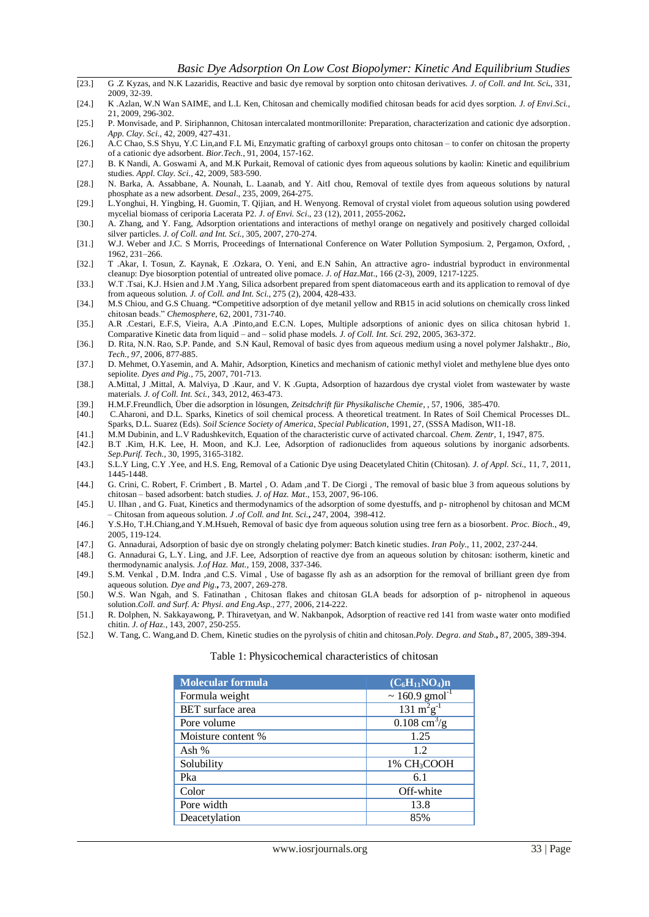[23.] G .Z Kyzas, and N.K Lazaridis, Reactive and basic dye removal by sorption onto chitosan derivatives. *J. of Coll. and Int. Sci.*, 331, 2009, 32-39.

[24.] K .Azlan, W.N Wan SAIME, and L.L Ken, Chitosan and chemically modified chitosan beads for acid dyes sorption. *J. of Envi.Sci.*, 21, 2009, 296-302.

[25.] P. Monvisade, and P. Siriphannon, Chitosan intercalated montmorillonite: Preparation, characterization and cationic dye adsorption. *App. Clay. Sci.*, 42, 2009, 427-431.

[26.] A.C Chao, S.S Shyu, Y.C Lin,and F.L Mi, Enzymatic grafting of carboxyl groups onto chitosan – to confer on chitosan the property of a cationic dye adsorbent. *Bior.Tech.*, 91, 2004, 157-162.

[27.] B. K Nandi, A. Goswami A, and M.K Purkait, Removal of cationic dyes from aqueous solutions by kaolin: Kinetic and equilibrium studies. *Appl. Clay. Sci.*, 42, 2009, 583-590.

[28.] N. Barka, A. Assabbane, A. Nounah, L. Laanab, and Y. AitI chou, Removal of textile dyes from aqueous solutions by natural phosphate as a new adsorbent. *Desal.*, 235, 2009, 264-275.

[29.] L.Yonghui, H. Yingbing, H. Guomin, T. Qijian, and H. Wenyong. Removal of crystal violet from aqueous solution using powdered mycelial biomass of ceriporia Lacerata P2. *J. of Envi. Sci.*, 23 (12), 2011, 2055-2062.

[30.] A. Zhang, and Y. Fang, Adsorption orientations and interactions of methyl orange on negatively and positively charged colloidal silver particles. *J. of Coll. and Int. Sci.*, 305, 2007, 270-274.

[31.] W.J. Weber and J.C. S Morris, Proceedings of International Conference on Water Pollution Symposium. 2, Pergamon, Oxford, , 1962, 231–266.

[32.] T .Akar, I. Tosun, Z. Kaynak, E .Ozkara, O. Yeni, and E.N Sahin, An attractive agro- industrial byproduct in environmental cleanup: Dye biosorption potential of untreated olive pomace. *J. of Haz.Mat.*, 166 (2-3), 2009, 1217-1225.

[33.] W.T .Tsai, K.J. Hsien and J.M .Yang, Silica adsorbent prepared from spent diatomaceous earth and its application to removal of dye from aqueous solution. *J. of Coll. and Int. Sci.*, 275 (2), 2004, 428-433.

[34.] M.S Chiou, and G.S Chuang. "Competitive adsorption of dye metanil yellow and RB15 in acid solutions on chemically cross linked chitosan beads." *Chemosphere*, 62, 2001, 731-740.

[35.] A.R .Cestari, E.F.S, Vieira, A.A .Pinto,and E.C.N. Lopes, Multiple adsorptions of anionic dyes on silica chitosan hybrid 1. Comparative Kinetic data from liquid – and – solid phase models. *J. of Coll. Int. Sci.* 292, 2005, 363-372.

[36.] D. Rita, N.N. Rao, S.P. Pande, and S.N Kaul, Removal of basic dyes from aqueous medium using a novel polymer Jalshaktr., *Bio, Tech., 97*, 2006, 877-885.

[37.] D. Mehmet, O.Yasemin, and A. Mahir, Adsorption, Kinetics and mechanism of cationic methyl violet and methylene blue dyes onto sepiolite. *Dyes and Pig.*, 75, 2007, 701-713.

[38.] A.Mittal, J .Mittal, A. Malviya, D .Kaur, and V. K .Gupta, Adsorption of hazardous dye crystal violet from wastewater by waste materials. *J. of Coll. Int. Sci.*, 343, 2012, 463-473.

[39.] H.M.F.Freundlich, Über die adsorption in lösungen, *Zeitsdchrift für Physikalische Chemie*, , 57, 1906, 385-470.

[40.] C.Aharoni, and D.L. Sparks, Kinetics of soil chemical process. A theoretical treatment. In Rates of Soil Chemical Processes DL. Sparks, D.L. Suarez (Eds). *Soil Science Society of America, Special Publication*, 1991, 27, (SSSA Madison, WI1-18.

[41.] M.M Dubinin, and L.V Radushkevitch, Equation of the characteristic curve of activated charcoal. *Chem. Zentr*, 1, 1947, 875.

[42.] B.T .Kim, H.K. Lee, H. Moon, and K.J. Lee, Adsorption of radionuclides from aqueous solutions by inorganic adsorbents. *Sep.Purif. Tech.*, 30, 1995, 3165-3182.

[43.] S.L.Y Ling, C.Y .Yee, and H.S. Eng, Removal of a Cationic Dye using Deacetylated Chitin (Chitosan). *J. of Appl. Sci.*, 11, 7, 2011, 1445-1448.

[44.] G. Crini, C. Robert, F. Crimbert , B. Martel , O. Adam ,and T. De Ciorgi , The removal of basic blue 3 from aqueous solutions by chitosan – based adsorbent: batch studies. *J. of Haz. Mat.*, 153, 2007, 96-106.

[45.] U. Ilhan , and G. Fuat, Kinetics and thermodynamics of the adsorption of some dyestuffs, and p- nitrophenol by chitosan and MCM – Chitosan from aqueous solution. *J .of Coll. and Int. Sci.*, 247, 2004, 398-412.

[46.] Y.S.Ho, T.H.Chiang,and Y.M.Hsueh, Removal of basic dye from aqueous solution using tree fern as a biosorbent. *Proc. Bioch.*, 49, 2005, 119-124.

[47.] G. Annadurai, Adsorption of basic dye on strongly chelating polymer: Batch kinetic studies. *Iran Poly.*, 11, 2002, 237-244.

[48.] G. Annadurai G, L.Y. Ling, and J.F. Lee, Adsorption of reactive dye from an aqueous solution by chitosan: isotherm, kinetic and thermodynamic analysis. *J.of Haz. Mat.*, 159, 2008, 337-346.

[49.] S.M. Venkal , D.M. Indra ,and C.S. Vimal , Use of bagasse fly ash as an adsorption for the removal of brilliant green dye from aqueous solution. *Dye and Pig.*, 73, 2007, 269-278.

[50.] W.S. Wan Ngah, and S. Fatinathan , Chitosan flakes and chitosan GLA beads for adsorption of p- nitrophenol in aqueous solution.*Coll. and Surf. A: Physi. and Eng.Asp.*, 277, 2006, 214-222.

[51.] R. Dolphen, N. Sakkayawong, P. Thiravetyan, and W. Nakbanpok, Adsorption of reactive red 141 from waste water onto modified chitin. *J. of Haz.*, 143, 2007, 250-255.

[52.] W. Tang, C. Wang,and D. Chem, Kinetic studies on the pyrolysis of chitin and chitosan.*Poly. Degra. and Stab.*, 87, 2005, 389-394.

Table 1: Physicochemical characteristics of chitosan

| Molecular formula | $(C_6H_{11}NO_4)n$ |
|---|---|
| Formula weight | ~ 160.9 $gmol^{-1}$ |
| BET surface area | 131 $m^2g^{-1}$ |
| Pore volume | 0.108 $cm^3/g$ |
| Moisture content % | 1.25 |
| Ash % | 1.2 |
| Solubility | 1% $CH_3COOH$ |
| Pka | 6.1 |
| Color | Off-white |
| Pore width | 13.8 |
| Deacetylation | 85% |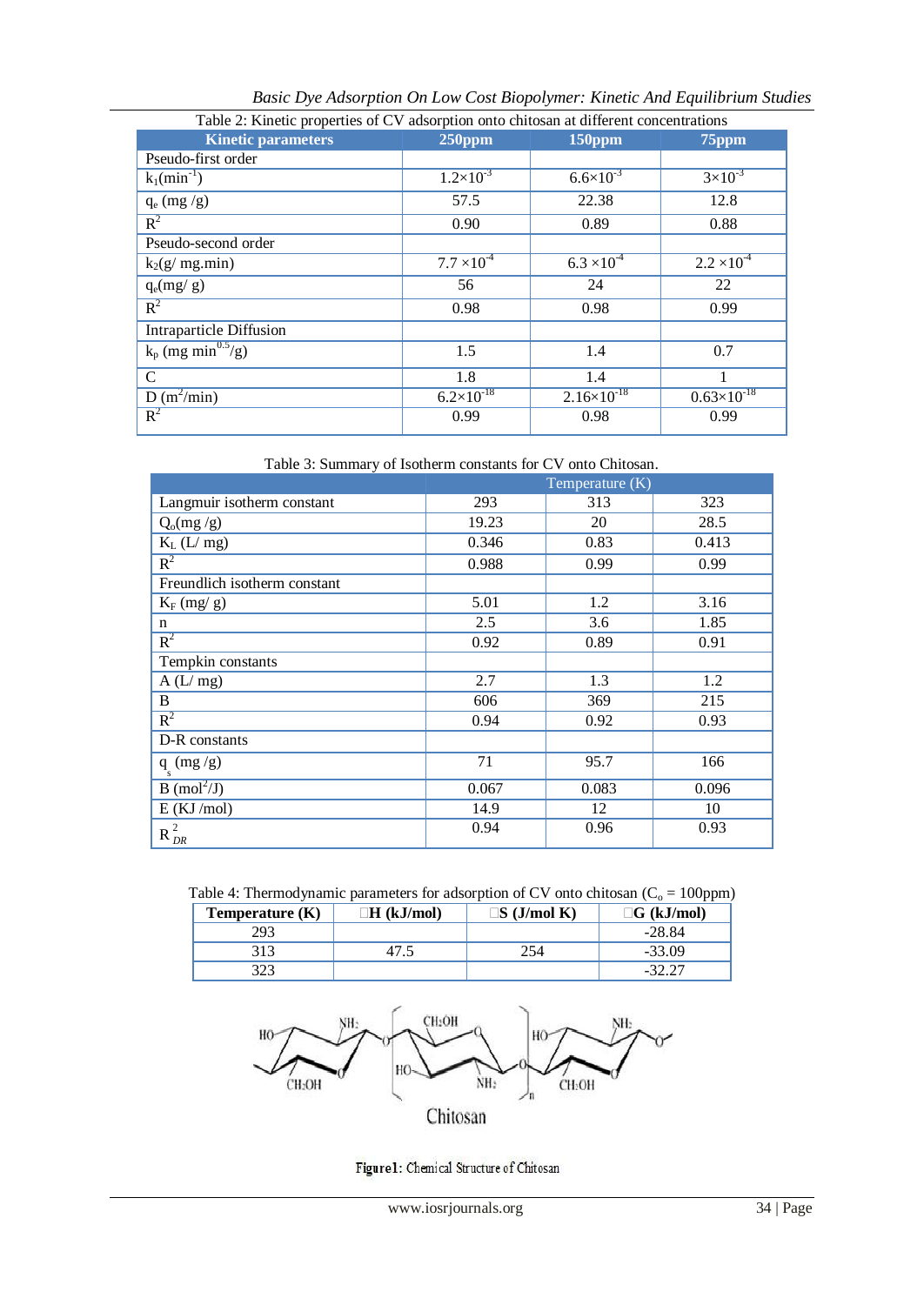Table 2: Kinetic properties of CV adsorption onto chitosan at different concentrations

| Kinetic parameters | 250ppm | 150ppm | 75ppm |
|---|---|---|---|
| Pseudo-first order | | | |
| $k_1$(min$^{-1}$) | $1.2\times10^{-3}$ | $6.6\times10^{-3}$ | $3\times10^{-3}$ |
| $q_e$ (mg /g) | 57.5 | 22.38 | 12.8 |
| $R^2$ | 0.90 | 0.89 | 0.88 |
| Pseudo-second order | | | |
| $k_2$(g/ mg.min) | $7.7\times10^{-4}$ | $6.3\times10^{-4}$ | $2.2\times10^{-4}$ |
| $q_e$(mg/ g) | 56 | 24 | 22 |
| $R^2$ | 0.98 | 0.98 | 0.99 |
| Intraparticle Diffusion | | | |
| $k_p$ (mg min$^{0.5}$/g) | 1.5 | 1.4 | 0.7 |
| C | 1.8 | 1.4 | 1 |
| D (m$^2$/min) | $6.2\times10^{-18}$ | $2.16\times10^{-18}$ | $0.63\times10^{-18}$ |
| $R^2$ | 0.99 | 0.98 | 0.99 |

Table 3: Summary of Isotherm constants for CV onto Chitosan.

| | Temperature (K) | | |
|---|---|---|---|
| Langmuir isotherm constant | 293 | 313 | 323 |
| $Q_o$(mg /g) | 19.23 | 20 | 28.5 |
| $K_L$ (L/ mg) | 0.346 | 0.83 | 0.413 |
| $R^2$ | 0.988 | 0.99 | 0.99 |
| Freundlich isotherm constant | | | |
| $K_F$ (mg/ g) | 5.01 | 1.2 | 3.16 |
| n | 2.5 | 3.6 | 1.85 |
| $R^2$ | 0.92 | 0.89 | 0.91 |
| Tempkin constants | | | |
| A (L/ mg) | 2.7 | 1.3 | 1.2 |
| B | 606 | 369 | 215 |
| $R^2$ | 0.94 | 0.92 | 0.93 |
| D-R constants | | | |
| $q_s$ (mg /g) | 71 | 95.7 | 166 |
| B (mol$^2$/J) | 0.067 | 0.083 | 0.096 |
| E (KJ /mol) | 14.9 | 12 | 10 |
| $R^2_{DR}$ | 0.94 | 0.96 | 0.93 |

Table 4: Thermodynamic parameters for adsorption of CV onto chitosan ($C_o$ = 100ppm)

| Temperature (K) | ΔH (kJ/mol) | ΔS (J/mol K) | ΔG (kJ/mol) |
|---|---|---|---|
| 293 | | | -28.84 |
| 313 | 47.5 | 254 | -33.09 |
| 323 | | | -32.27 |

Chitosan

**Figure1:** Chemical Structure of Chitosan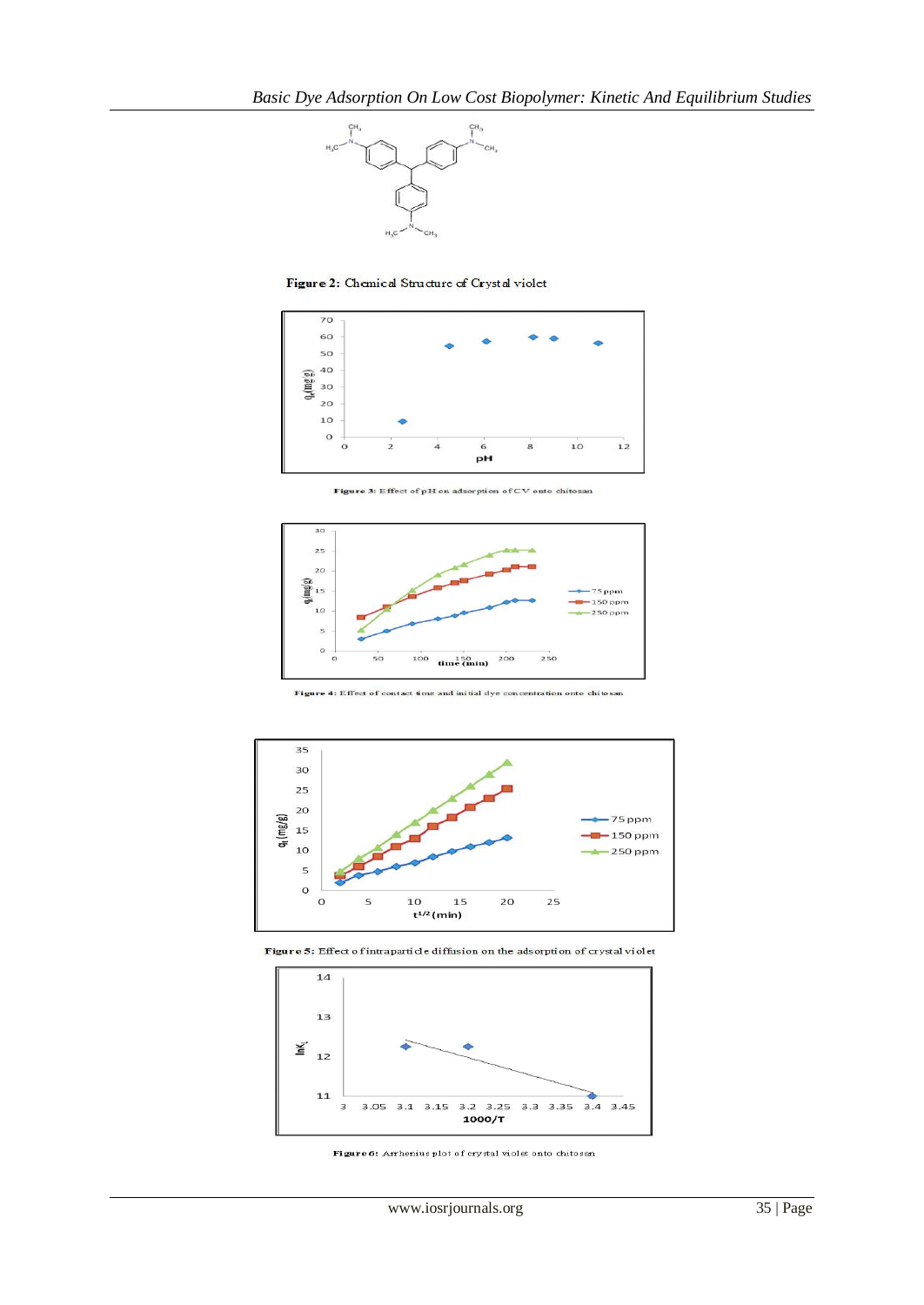Figure 2: Chemical Structure of Crystal violet

Figure 3: Effect of pH on adsorption of CV onto chitosan

Figure 4: Effect of contact time and initial dye concentration onto chitosan

Figure 5: Effect of intraparticle diffusion on the adsorption of crystal violet

Figure 6: Arrhenius plot of crystal violet onto chitosan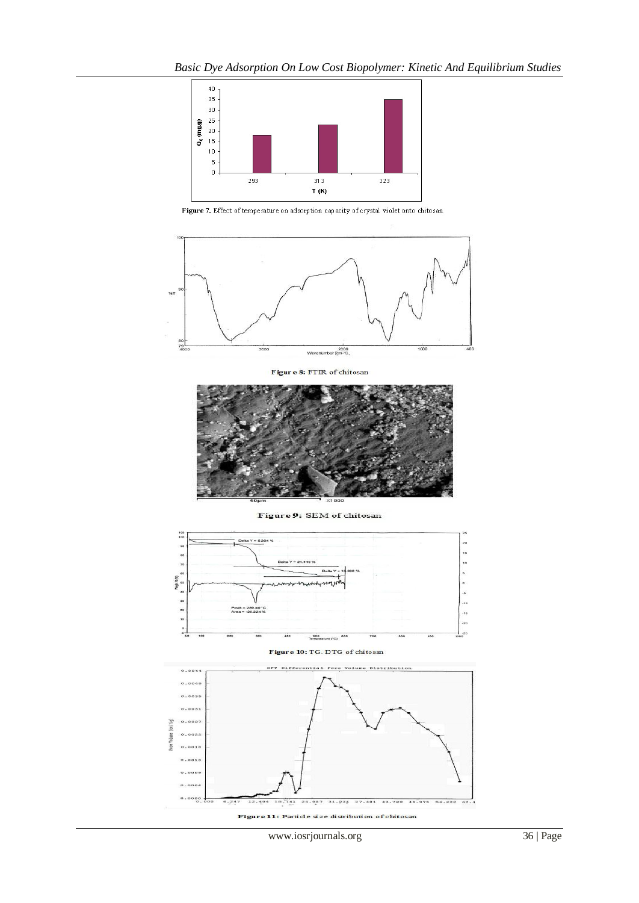40
35
30
25
20
15
10
5
0

$Q_0$ (mg/g)

293
313
323

T (K)

Figure 7. Effect of temperature on adsorption capacity of crystal violet onto chitosan

100
%T
90
80
79
4000
3000
2000
1000
400
Wavenumber [cm-1]

Figure 8: FTIR of chitosan

50µm
X1000

Figure 9: SEM of chitosan

Delta Y = 5.204 %
Delta Y = 24.449 %
Delta Y = 10.980 %
Peak = 289.40 °C
Area = -20.224 %
Weight (%)
Temperature (°C)

Figure 10: TG. DTG of chitosan

DFT Differential Pore Volume Distribution

0.0044
0.0040
0.0035
0.0031
0.0027
0.0022
0.0018
0.0013
0.0009
0.0004
0.0000

Pore Volume (cc/g)

0.000
6.247
12.494
18.741
24.987
31.235
37.481
43.728
49.975
56.222
62.4

Figure 11: Particle size distribution of chitosan